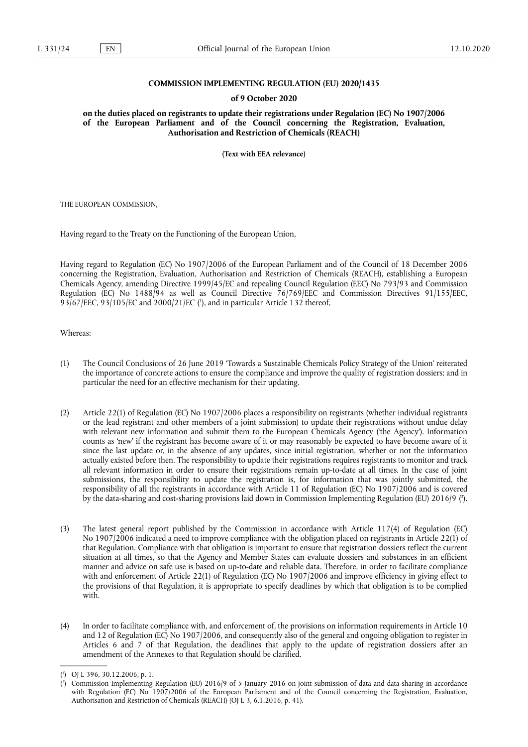# COMMISSION IMPLEMENTING REGULATION (EU) 2020/1435

## of 9 October 2020

## on the duties placed on registrants to update their registrations under Regulation (EC) No 1907/2006 of the European Parliament and of the Council concerning the Registration, Evaluation, Authorisation and Restriction of Chemicals (REACH)

**(Text with EEA relevance)**

THE EUROPEAN COMMISSION,

Having regard to the Treaty on the Functioning of the European Union,

Having regard to Regulation (EC) No 1907/2006 of the European Parliament and of the Council of 18 December 2006 concerning the Registration, Evaluation, Authorisation and Restriction of Chemicals (REACH), establishing a European Chemicals Agency, amending Directive 1999/45/EC and repealing Council Regulation (EEC) No 793/93 and Commission Regulation (EC) No 1488/94 as well as Council Directive 76/769/EEC and Commission Directives 91/155/EEC, 93/67/EEC, 93/105/EC and 2000/21/EC ([1]), and in particular Article 132 thereof,

Whereas:

(1) The Council Conclusions of 26 June 2019 'Towards a Sustainable Chemicals Policy Strategy of the Union' reiterated the importance of concrete actions to ensure the compliance and improve the quality of registration dossiers; and in particular the need for an effective mechanism for their updating.

(2) Article 22(1) of Regulation (EC) No 1907/2006 places a responsibility on registrants (whether individual registrants or the lead registrant and other members of a joint submission) to update their registrations without undue delay with relevant new information and submit them to the European Chemicals Agency ('the Agency'). Information counts as 'new' if the registrant has become aware of it or may reasonably be expected to have become aware of it since the last update or, in the absence of any updates, since initial registration, whether or not the information actually existed before then. The responsibility to update their registrations requires registrants to monitor and track all relevant information in order to ensure their registrations remain up-to-date at all times. In the case of joint submissions, the responsibility to update the registration is, for information that was jointly submitted, the responsibility of all the registrants in accordance with Article 11 of Regulation (EC) No 1907/2006 and is covered by the data-sharing and cost-sharing provisions laid down in Commission Implementing Regulation (EU) 2016/9 ([2]).

(3) The latest general report published by the Commission in accordance with Article 117(4) of Regulation (EC) No 1907/2006 indicated a need to improve compliance with the obligation placed on registrants in Article 22(1) of that Regulation. Compliance with that obligation is important to ensure that registration dossiers reflect the current situation at all times, so that the Agency and Member States can evaluate dossiers and substances in an efficient manner and advice on safe use is based on up-to-date and reliable data. Therefore, in order to facilitate compliance with and enforcement of Article 22(1) of Regulation (EC) No 1907/2006 and improve efficiency in giving effect to the provisions of that Regulation, it is appropriate to specify deadlines by which that obligation is to be complied with.

(4) In order to facilitate compliance with, and enforcement of, the provisions on information requirements in Article 10 and 12 of Regulation (EC) No 1907/2006, and consequently also of the general and ongoing obligation to register in Articles 6 and 7 of that Regulation, the deadlines that apply to the update of registration dossiers after an amendment of the Annexes to that Regulation should be clarified.

---

([1]) OJ L 396, 30.12.2006, p. 1.

([2]) Commission Implementing Regulation (EU) 2016/9 of 5 January 2016 on joint submission of data and data-sharing in accordance with Regulation (EC) No 1907/2006 of the European Parliament and of the Council concerning the Registration, Evaluation, Authorisation and Restriction of Chemicals (REACH) (OJ L 3, 6.1.2016, p. 41).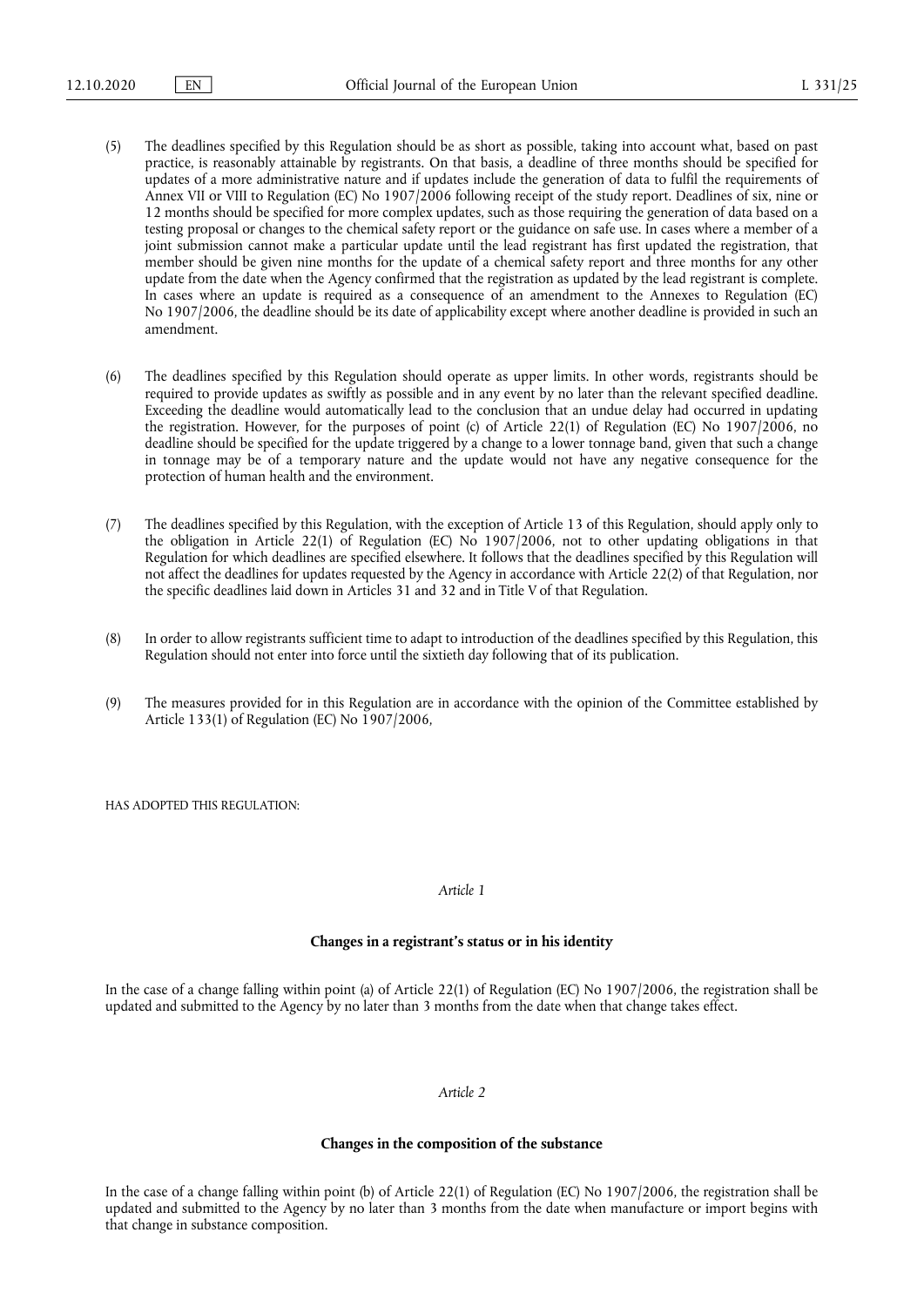(5) The deadlines specified by this Regulation should be as short as possible, taking into account what, based on past practice, is reasonably attainable by registrants. On that basis, a deadline of three months should be specified for updates of a more administrative nature and if updates include the generation of data to fulfil the requirements of Annex VII or VIII to Regulation (EC) No 1907/2006 following receipt of the study report. Deadlines of six, nine or 12 months should be specified for more complex updates, such as those requiring the generation of data based on a testing proposal or changes to the chemical safety report or the guidance on safe use. In cases where a member of a joint submission cannot make a particular update until the lead registrant has first updated the registration, that member should be given nine months for the update of a chemical safety report and three months for any other update from the date when the Agency confirmed that the registration as updated by the lead registrant is complete. In cases where an update is required as a consequence of an amendment to the Annexes to Regulation (EC) No 1907/2006, the deadline should be its date of applicability except where another deadline is provided in such an amendment.

(6) The deadlines specified by this Regulation should operate as upper limits. In other words, registrants should be required to provide updates as swiftly as possible and in any event by no later than the relevant specified deadline. Exceeding the deadline would automatically lead to the conclusion that an undue delay had occurred in updating the registration. However, for the purposes of point (c) of Article 22(1) of Regulation (EC) No 1907/2006, no deadline should be specified for the update triggered by a change to a lower tonnage band, given that such a change in tonnage may be of a temporary nature and the update would not have any negative consequence for the protection of human health and the environment.

(7) The deadlines specified by this Regulation, with the exception of Article 13 of this Regulation, should apply only to the obligation in Article 22(1) of Regulation (EC) No 1907/2006, not to other updating obligations in that Regulation for which deadlines are specified elsewhere. It follows that the deadlines specified by this Regulation will not affect the deadlines for updates requested by the Agency in accordance with Article 22(2) of that Regulation, nor the specific deadlines laid down in Articles 31 and 32 and in Title V of that Regulation.

(8) In order to allow registrants sufficient time to adapt to introduction of the deadlines specified by this Regulation, this Regulation should not enter into force until the sixtieth day following that of its publication.

(9) The measures provided for in this Regulation are in accordance with the opinion of the Committee established by Article 133(1) of Regulation (EC) No 1907/2006,

HAS ADOPTED THIS REGULATION:

*Article 1*

**Changes in a registrant's status or in his identity**

In the case of a change falling within point (a) of Article 22(1) of Regulation (EC) No 1907/2006, the registration shall be updated and submitted to the Agency by no later than 3 months from the date when that change takes effect.

*Article 2*

**Changes in the composition of the substance**

In the case of a change falling within point (b) of Article 22(1) of Regulation (EC) No 1907/2006, the registration shall be updated and submitted to the Agency by no later than 3 months from the date when manufacture or import begins with that change in substance composition.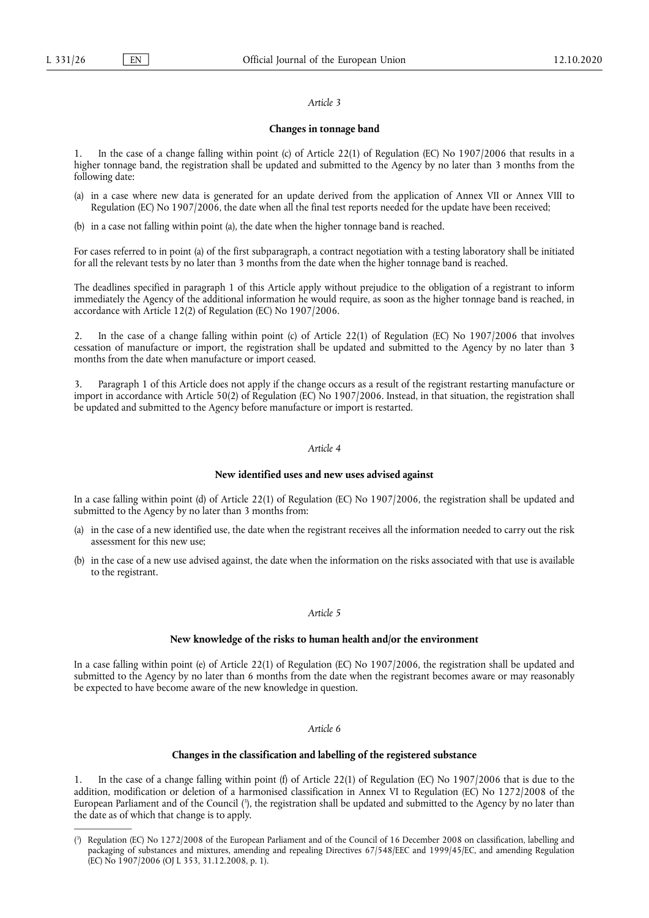*Article 3*

**Changes in tonnage band**

1. In the case of a change falling within point (c) of Article 22(1) of Regulation (EC) No 1907/2006 that results in a higher tonnage band, the registration shall be updated and submitted to the Agency by no later than 3 months from the following date:

(a) in a case where new data is generated for an update derived from the application of Annex VII or Annex VIII to Regulation (EC) No 1907/2006, the date when all the final test reports needed for the update have been received;

(b) in a case not falling within point (a), the date when the higher tonnage band is reached.

For cases referred to in point (a) of the first subparagraph, a contract negotiation with a testing laboratory shall be initiated for all the relevant tests by no later than 3 months from the date when the higher tonnage band is reached.

The deadlines specified in paragraph 1 of this Article apply without prejudice to the obligation of a registrant to inform immediately the Agency of the additional information he would require, as soon as the higher tonnage band is reached, in accordance with Article 12(2) of Regulation (EC) No 1907/2006.

2. In the case of a change falling within point (c) of Article 22(1) of Regulation (EC) No 1907/2006 that involves cessation of manufacture or import, the registration shall be updated and submitted to the Agency by no later than 3 months from the date when manufacture or import ceased.

3. Paragraph 1 of this Article does not apply if the change occurs as a result of the registrant restarting manufacture or import in accordance with Article 50(2) of Regulation (EC) No 1907/2006. Instead, in that situation, the registration shall be updated and submitted to the Agency before manufacture or import is restarted.

*Article 4*

**New identified uses and new uses advised against**

In a case falling within point (d) of Article 22(1) of Regulation (EC) No 1907/2006, the registration shall be updated and submitted to the Agency by no later than 3 months from:

(a) in the case of a new identified use, the date when the registrant receives all the information needed to carry out the risk assessment for this new use;

(b) in the case of a new use advised against, the date when the information on the risks associated with that use is available to the registrant.

*Article 5*

**New knowledge of the risks to human health and/or the environment**

In a case falling within point (e) of Article 22(1) of Regulation (EC) No 1907/2006, the registration shall be updated and submitted to the Agency by no later than 6 months from the date when the registrant becomes aware or may reasonably be expected to have become aware of the new knowledge in question.

*Article 6*

**Changes in the classification and labelling of the registered substance**

1. In the case of a change falling within point (f) of Article 22(1) of Regulation (EC) No 1907/2006 that is due to the addition, modification or deletion of a harmonised classification in Annex VI to Regulation (EC) No 1272/2008 of the European Parliament and of the Council ([3]), the registration shall be updated and submitted to the Agency by no later than the date as of which that change is to apply.

([3]) Regulation (EC) No 1272/2008 of the European Parliament and of the Council of 16 December 2008 on classification, labelling and packaging of substances and mixtures, amending and repealing Directives 67/548/EEC and 1999/45/EC, and amending Regulation (EC) No 1907/2006 (OJ L 353, 31.12.2008, p. 1).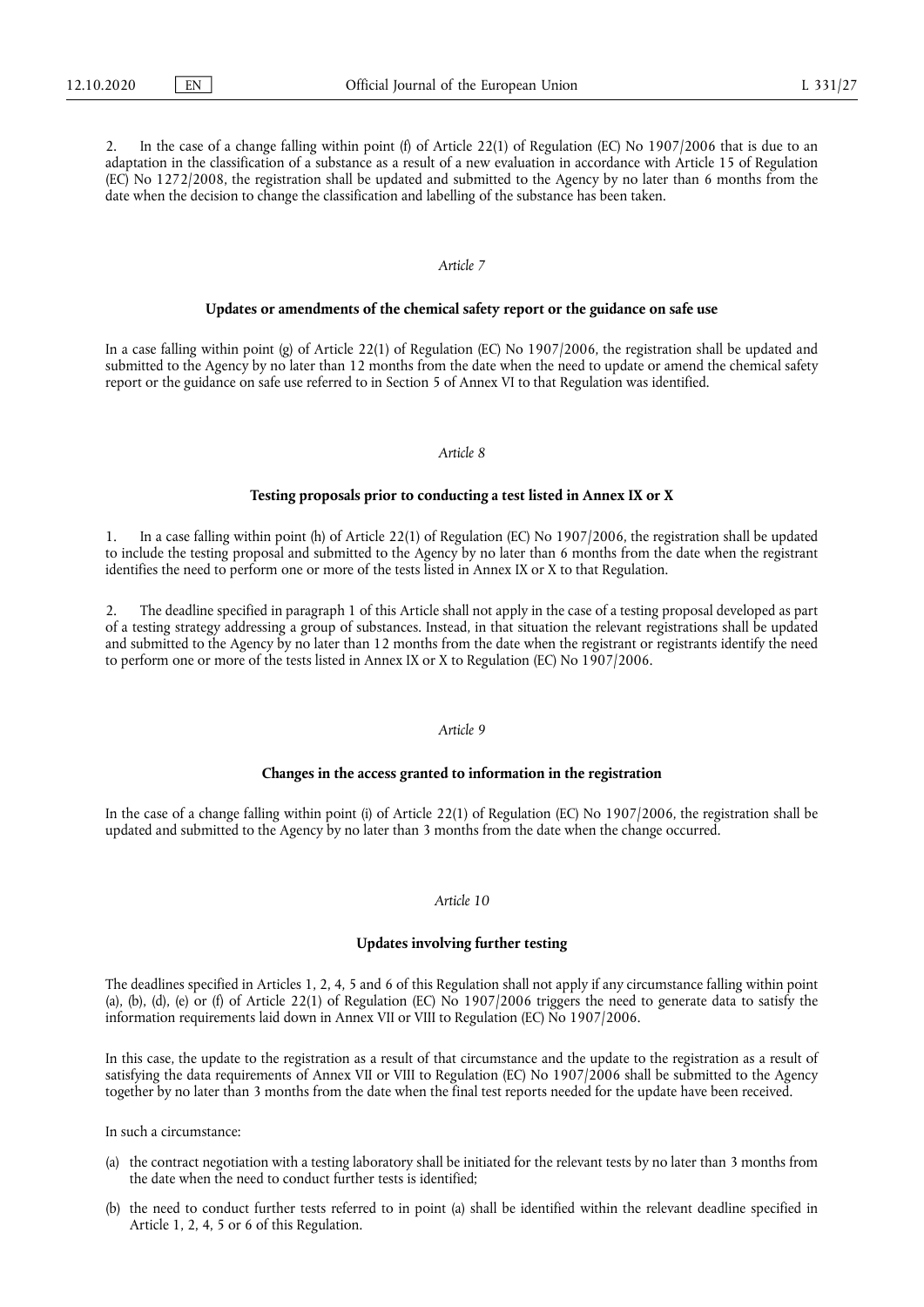2. In the case of a change falling within point (f) of Article 22(1) of Regulation (EC) No 1907/2006 that is due to an adaptation in the classification of a substance as a result of a new evaluation in accordance with Article 15 of Regulation (EC) No 1272/2008, the registration shall be updated and submitted to the Agency by no later than 6 months from the date when the decision to change the classification and labelling of the substance has been taken.

*Article 7*

**Updates or amendments of the chemical safety report or the guidance on safe use**

In a case falling within point (g) of Article 22(1) of Regulation (EC) No 1907/2006, the registration shall be updated and submitted to the Agency by no later than 12 months from the date when the need to update or amend the chemical safety report or the guidance on safe use referred to in Section 5 of Annex VI to that Regulation was identified.

*Article 8*

**Testing proposals prior to conducting a test listed in Annex IX or X**

1. In a case falling within point (h) of Article 22(1) of Regulation (EC) No 1907/2006, the registration shall be updated to include the testing proposal and submitted to the Agency by no later than 6 months from the date when the registrant identifies the need to perform one or more of the tests listed in Annex IX or X to that Regulation.

2. The deadline specified in paragraph 1 of this Article shall not apply in the case of a testing proposal developed as part of a testing strategy addressing a group of substances. Instead, in that situation the relevant registrations shall be updated and submitted to the Agency by no later than 12 months from the date when the registrant or registrants identify the need to perform one or more of the tests listed in Annex IX or X to Regulation (EC) No 1907/2006.

*Article 9*

**Changes in the access granted to information in the registration**

In the case of a change falling within point (i) of Article 22(1) of Regulation (EC) No 1907/2006, the registration shall be updated and submitted to the Agency by no later than 3 months from the date when the change occurred.

*Article 10*

**Updates involving further testing**

The deadlines specified in Articles 1, 2, 4, 5 and 6 of this Regulation shall not apply if any circumstance falling within point (a), (b), (d), (e) or (f) of Article 22(1) of Regulation (EC) No 1907/2006 triggers the need to generate data to satisfy the information requirements laid down in Annex VII or VIII to Regulation (EC) No 1907/2006.

In this case, the update to the registration as a result of that circumstance and the update to the registration as a result of satisfying the data requirements of Annex VII or VIII to Regulation (EC) No 1907/2006 shall be submitted to the Agency together by no later than 3 months from the date when the final test reports needed for the update have been received.

In such a circumstance:

(a) the contract negotiation with a testing laboratory shall be initiated for the relevant tests by no later than 3 months from the date when the need to conduct further tests is identified;

(b) the need to conduct further tests referred to in point (a) shall be identified within the relevant deadline specified in Article 1, 2, 4, 5 or 6 of this Regulation.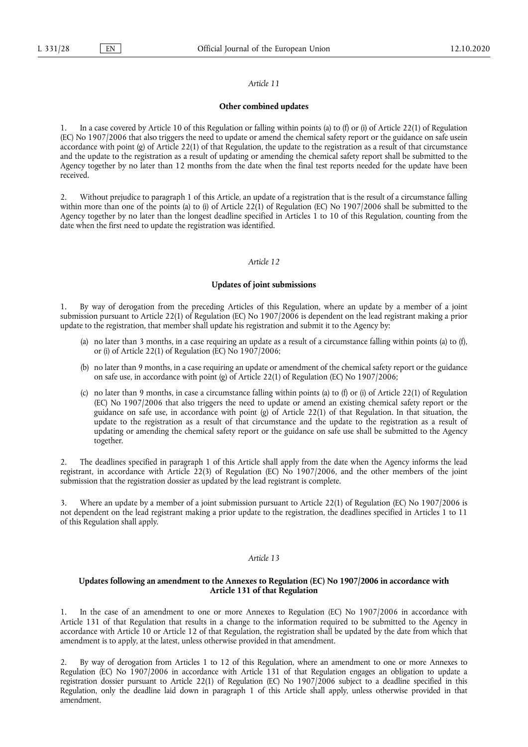*Article 11*

**Other combined updates**

1. In a case covered by Article 10 of this Regulation or falling within points (a) to (f) or (i) of Article 22(1) of Regulation (EC) No 1907/2006 that also triggers the need to update or amend the chemical safety report or the guidance on safe usein accordance with point (g) of Article 22(1) of that Regulation, the update to the registration as a result of that circumstance and the update to the registration as a result of updating or amending the chemical safety report shall be submitted to the Agency together by no later than 12 months from the date when the final test reports needed for the update have been received.

2. Without prejudice to paragraph 1 of this Article, an update of a registration that is the result of a circumstance falling within more than one of the points (a) to (i) of Article 22(1) of Regulation (EC) No 1907/2006 shall be submitted to the Agency together by no later than the longest deadline specified in Articles 1 to 10 of this Regulation, counting from the date when the first need to update the registration was identified.

*Article 12*

**Updates of joint submissions**

1. By way of derogation from the preceding Articles of this Regulation, where an update by a member of a joint submission pursuant to Article 22(1) of Regulation (EC) No 1907/2006 is dependent on the lead registrant making a prior update to the registration, that member shall update his registration and submit it to the Agency by:

(a) no later than 3 months, in a case requiring an update as a result of a circumstance falling within points (a) to (f), or (i) of Article 22(1) of Regulation (EC) No 1907/2006;

(b) no later than 9 months, in a case requiring an update or amendment of the chemical safety report or the guidance on safe use, in accordance with point (g) of Article 22(1) of Regulation (EC) No 1907/2006;

(c) no later than 9 months, in case a circumstance falling within points (a) to (f) or (i) of Article 22(1) of Regulation (EC) No 1907/2006 that also triggers the need to update or amend an existing chemical safety report or the guidance on safe use, in accordance with point (g) of Article 22(1) of that Regulation. In that situation, the update to the registration as a result of that circumstance and the update to the registration as a result of updating or amending the chemical safety report or the guidance on safe use shall be submitted to the Agency together.

2. The deadlines specified in paragraph 1 of this Article shall apply from the date when the Agency informs the lead registrant, in accordance with Article 22(3) of Regulation (EC) No 1907/2006, and the other members of the joint submission that the registration dossier as updated by the lead registrant is complete.

3. Where an update by a member of a joint submission pursuant to Article 22(1) of Regulation (EC) No 1907/2006 is not dependent on the lead registrant making a prior update to the registration, the deadlines specified in Articles 1 to 11 of this Regulation shall apply.

*Article 13*

**Updates following an amendment to the Annexes to Regulation (EC) No 1907/2006 in accordance with Article 131 of that Regulation**

1. In the case of an amendment to one or more Annexes to Regulation (EC) No 1907/2006 in accordance with Article 131 of that Regulation that results in a change to the information required to be submitted to the Agency in accordance with Article 10 or Article 12 of that Regulation, the registration shall be updated by the date from which that amendment is to apply, at the latest, unless otherwise provided in that amendment.

2. By way of derogation from Articles 1 to 12 of this Regulation, where an amendment to one or more Annexes to Regulation (EC) No 1907/2006 in accordance with Article 131 of that Regulation engages an obligation to update a registration dossier pursuant to Article 22(1) of Regulation (EC) No 1907/2006 subject to a deadline specified in this Regulation, only the deadline laid down in paragraph 1 of this Article shall apply, unless otherwise provided in that amendment.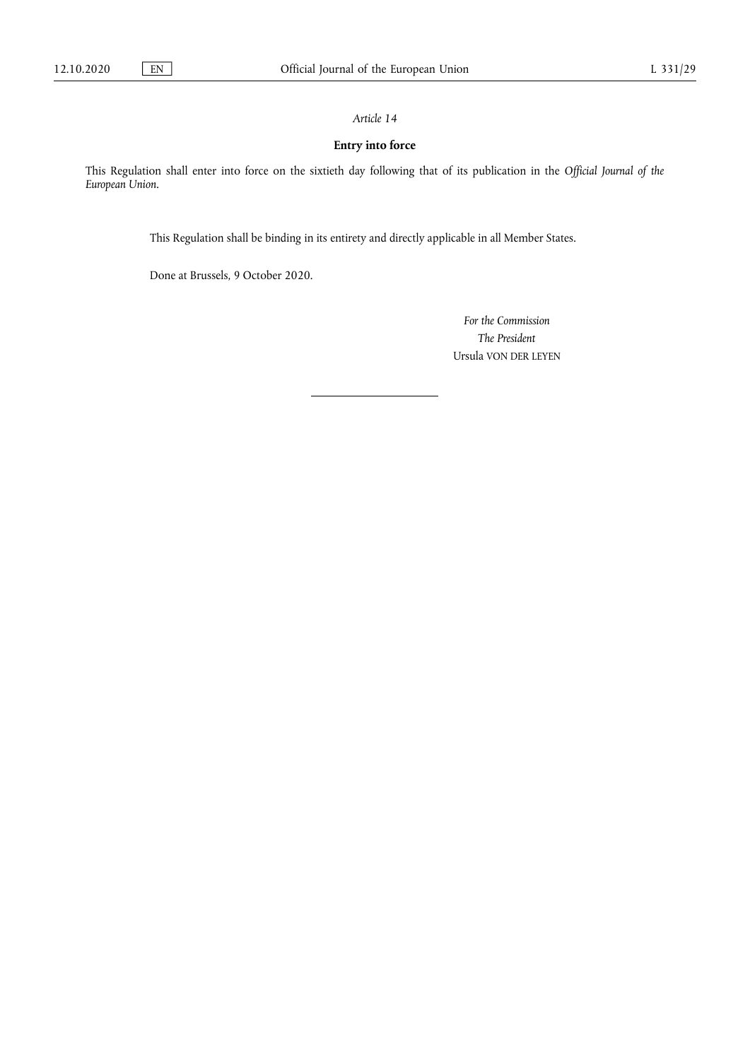*Article 14*

**Entry into force**

This Regulation shall enter into force on the sixtieth day following that of its publication in the *Official Journal of the European Union*.

This Regulation shall be binding in its entirety and directly applicable in all Member States.

Done at Brussels, 9 October 2020.

*For the Commission*

*The President*

Ursula VON DER LEYEN